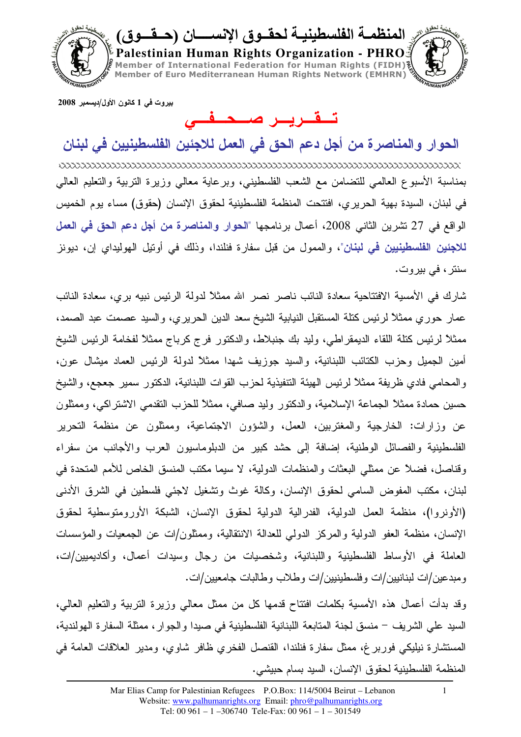بيروت في 1 كانون الأول/ديسمبر 2008

# تـــقـــريـــر صـــحـــفـــي

## الحوار والمناصرة من أجل دعم الحق في العمل للاجئين الفلسطينيين في لبنان

بمناسبة الأسبوع العالمي للتضامن مع الشعب الفلسطيني، وبرعاية معالي وزيرة التربية والتعليم العالي في لبنان، السيدة بهية الحريري، افتتحت المنظمة الفلسطينية لحقوق الإنسان (حقوق) مساء يوم الخميس الواقع في 27 تشرين الثاني 2008، أعمال برنامجها **"الحوار والمناصرة من أجل دعم الحق في العمل للاجئين الفلسطينيين في لبنان"**، والممول من قبل سفارة فنلندا، وذلك في أوتيل الهوليداي إن، ديونز سنتر، في بيروت.

شارك في الأمسية الافتتاحية سعادة النائب ناصر نصر الله ممثلاً لدولة الرئيس نبيه بري، سعادة النائب عمار حوري ممثلاً لرئيس كتلة المستقبل النيابية الشيخ سعد الدين الحريري، والسيد عصمت عبد الصمد، ممثلاً لرئيس كتلة اللقاء الديمقراطي، وليد بك جنبلاط، والدكتور فرج كرباج ممثلاً لفخامة الرئيس الشيخ أمين الجميل وحزب الكتائب اللبنانية، والسيد جوزيف شهدا ممثلاً لدولة الرئيس العماد ميشال عون، والمحامي فادي ظريفة ممثلاً لرئيس الهيئة التنفيذية لحزب القوات اللبنانية، الدكتور سمير جعجع، والشيخ حسين حمادة ممثلاً الجماعة الإسلامية، والدكتور وليد صافي، ممثلاً للحزب التقدمي الاشتراكي، وممثلون عن وزارات: الخارجية والمغتربين، العمل، والشؤون الاجتماعية، وممثلون عن منظمة التحرير الفلسطينية والفصائل الوطنية، إضافة إلى حشد كبير من الدبلوماسيون العرب والأجانب من سفراء وقناصل، فضلاً عن ممثلي البعثات والمنظمات الدولية، لا سيما مكتب المنسق الخاص للأمم المتحدة في لبنان، مكتب المفوض السامي لحقوق الإنسان، وكالة غوث وتشغيل لاجئي فلسطين في الشرق الأدنى (الأونروا)، منظمة العمل الدولية، الفدرالية الدولية لحقوق الإنسان، الشبكة الأورومتوسطية لحقوق الإنسان، منظمة العفو الدولية والمركز الدولي للعدالة الانتقالية، وممثلون/ات عن الجمعيات والمؤسسات العاملة في الأوساط الفلسطينية واللبنانية، وشخصيات من رجال وسيدات أعمال، وأكاديميين/ات، ومبدعين/ات لبنانيين/ات وفلسطينيين/ات وطلاب وطالبات جامعيين/ات.

وقد بدأت أعمال هذه الأمسية بكلمات افتتاح قدمها كل من ممثل معالي وزيرة التربية والتعليم العالي، السيد علي الشريف – منسق لجنة المتابعة اللبنانية الفلسطينية في صيدا والجوار، ممثلة السفارة الهولندية، المستشارة نيليكي فوربرغ، ممثل سفارة فنلندا، القنصل الفخري ظافر شاوي، ومدير العلاقات العامة في المنظمة الفلسطينية لحقوق الإنسان، السيد بسام حبيشي.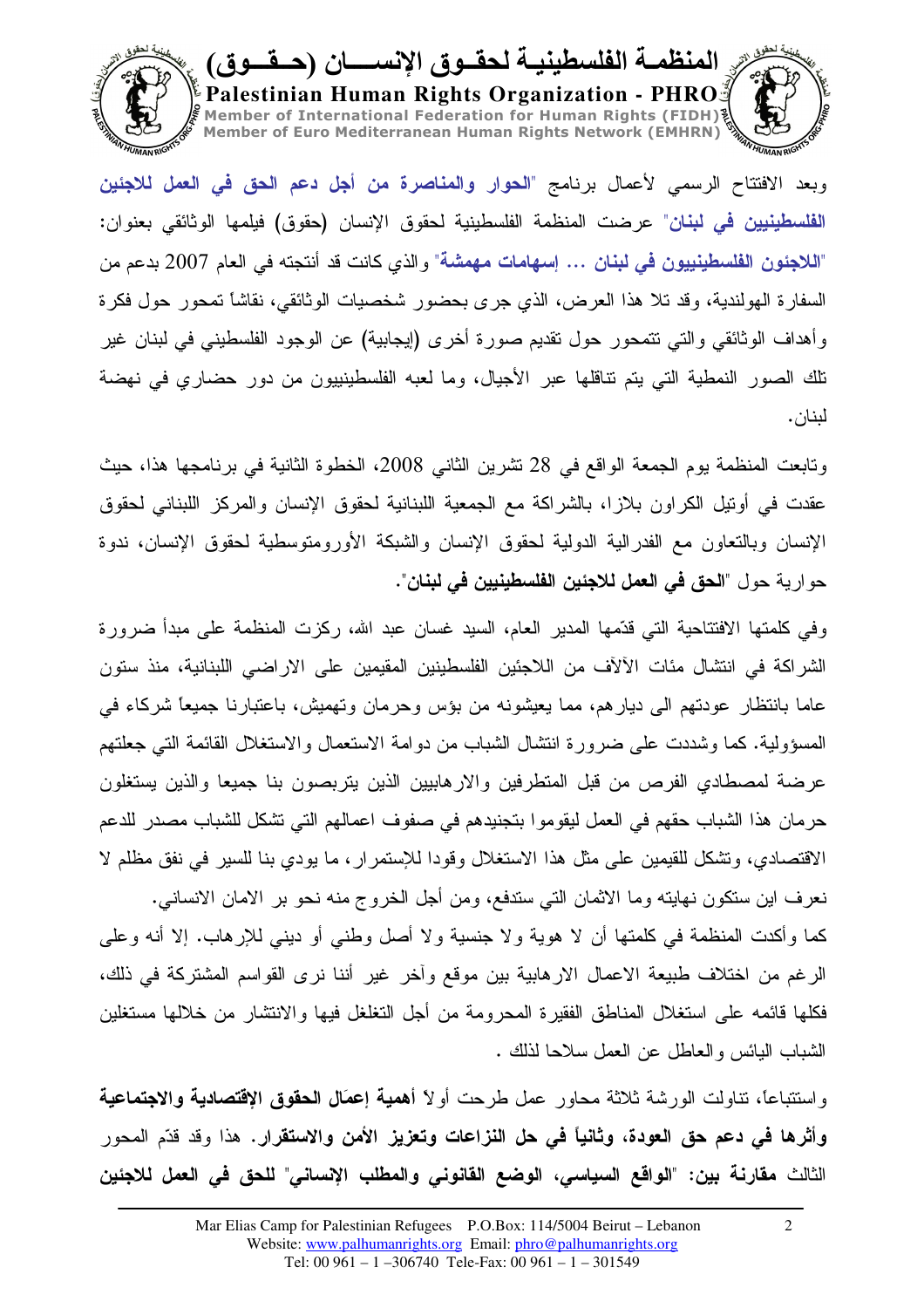وبعد الافتتاح الرسمي لأعمال برنامج "**الحوار والمناصرة من أجل دعم الحق في العمل للاجئين الفلسطينيين في لبنان**" عرضت المنظمة الفلسطينية لحقوق الإنسان (حقوق) فيلمها الوثائقي بعنوان: "**اللاجئون الفلسطينيون في لبنان ... إسهامات مهمشة**" والذي كانت قد أنتجته في العام 2007 بدعم من السفارة الهولندية، وقد تلا هذا العرض، الذي جرى بحضور شخصيات الوثائقي، نقاشاً تمحور حول فكرة وأهداف الوثائقي والتي تتمحور حول تقديم صورة أخرى (إيجابية) عن الوجود الفلسطيني في لبنان غير تلك الصور النمطية التي يتم تناقلها عبر الأجيال، وما لعبه الفلسطينيون من دور حضاري في نهضة لبنان.

وتابعت المنظمة يوم الجمعة الواقع في 28 تشرين الثاني 2008، الخطوة الثانية في برنامجها هذا، حيث عقدت في أوتيل الكراون بلازا، بالشراكة مع الجمعية اللبنانية لحقوق الإنسان والمركز اللبناني لحقوق الإنسان وبالتعاون مع الفدرالية الدولية لحقوق الإنسان والشبكة الأورومتوسطية لحقوق الإنسان، ندوة حوارية حول "**الحق في العمل للاجئين الفلسطينيين في لبنان**".

وفي كلمتها الافتتاحية التي قدّمها المدير العام، السيد غسان عبد الله، ركزت المنظمة على مبدأ ضرورة الشراكة في انتشال مئات الآلآف من اللاجئين الفلسطينين المقيمين على الاراضي اللبنانية، منذ ستون عاما بانتظار عودتهم الى ديارهم، مما يعيشونه من بؤس وحرمان وتهميش، باعتبارنا جميعاً شركاء في المسؤولية. كما وشددت على ضرورة انتشال الشباب من دوامة الاستعمال والاستغلال القائمة التي جعلتهم عرضة لمصطادي الفرص من قبل المتطرفين والارهابيين الذين يتربصون بنا جميعا والذين يستغلون حرمان هذا الشباب حقهم في العمل ليقوموا بتجنيدهم في صفوف اعمالهم التي تشكل للشباب مصدر للدعم الاقتصادي، وتشكل للقيمين على مثل هذا الاستغلال وقودا للإستمرار، ما يودي بنا للسير في نفق مظلم لا نعرف اين ستكون نهايته وما الاثمان التي ستدفع، ومن أجل الخروج منه نحو بر الامان الانساني.
كما وأكدت المنظمة في كلمتها أن لا هوية ولا جنسية ولا أصل وطني أو ديني للإرهاب. إلا أنه وعلى الرغم من اختلاف طبيعة الاعمال الارهابية بين موقع وآخر غير أننا نرى القواسم المشتركة في ذلك، فكلها قائمه على استغلال المناطق الفقيرة المحرومة من أجل التغلغل فيها والانتشار من خلالها مستغلين الشباب اليائس والعاطل عن العمل سلاحا لذلك .

واستتباعاً، تناولت الورشة ثلاثة محاور عمل طرحت أولاً **أهمية إعمَال الحقوق الإقتصادية والاجتماعية وأثرها في دعم حق العودة، وثانياً في حل النزاعات وتعزيز الأمن والاستقرار**. هذا وقد قدّم المحور الثالث **مقارنة بين: "الواقع السياسي، الوضع القانوني والمطلب الإنساني" للحق في العمل للاجئين**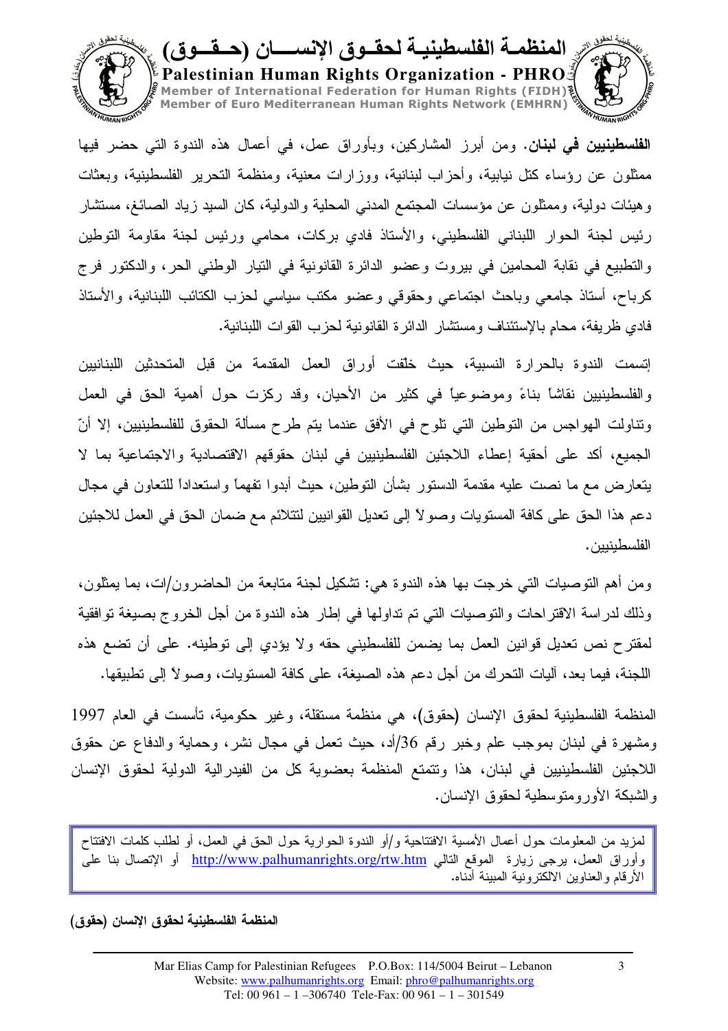**الفلسطينيين في لبنان.** ومن أبرز المشاركين، وبأوراق عمل، في أعمال هذه الندوة التي حضر فيها ممثلون عن رؤساء كتل نيابية، وأحزاب لبنانية، ووزارات معنية، ومنظمة التحرير الفلسطينية، وبعثات وهيئات دولية، وممثلون عن مؤسسات المجتمع المدني المحلية والدولية، كان السيد زياد الصائغ، مستشار رئيس لجنة الحوار اللبناني الفلسطيني، والأستاذ فادي بركات، محامي ورئيس لجنة مقاومة التوطين والتطبيع في نقابة المحامين في بيروت وعضو الدائرة القانونية في التيار الوطني الحر، والدكتور فرج كرباج، أستاذ جامعي وباحث اجتماعي وحقوقي وعضو مكتب سياسي لحزب الكتائب اللبنانية، والأستاذ فادي ظريفة، محامٍ بالإستئناف ومستشار الدائرة القانونية لحزب القوات اللبنانية.

إتسمت الندوة بالحرارة النسبية، حيث خلقت أوراق العمل المقدمة من قبل المتحدثين اللبنانيين والفلسطينيين نقاشاً بناءً وموضوعياً في كثير من الأحيان، وقد ركزت حول أهمية الحق في العمل وتناولت الهواجس من التوطين التي تلوح في الأفق عندما يتم طرح مسألة الحقوق للفلسطينيين، إلا أنّ الجميع، أكد على أحقية إعطاء اللاجئين الفلسطينيين في لبنان حقوقهم الاقتصادية والاجتماعية بما لا يتعارض مع ما نصت عليه مقدمة الدستور بشأن التوطين، حيث أبدوا تفهماً واستعداداً للتعاون في مجال دعم هذا الحق على كافة المستويات وصولاً إلى تعديل القوانيين لتتلائم مع ضمان الحق في العمل للاجئين الفلسطينيين.

ومن أهم التوصيات التي خرجت بها هذه الندوة هي: تشكيل لجنة متابعة من الحاضرون/ات، بما يمثلون، وذلك لدراسة الاقتراحات والتوصيات التي تم تداولها في إطار هذه الندوة من أجل الخروج بصيغة توافقية لمقترح نص تعديل قوانين العمل بما يضمن للفلسطيني حقه ولا يؤدي إلى توطينه. على أن تضع هذه اللجنة، فيما بعد، آليات التحرك من أجل دعم هذه الصيغة، على كافة المستويات، وصولاً إلى تطبيقها.

المنظمة الفلسطينية لحقوق الإنسان (حقوق)، هي منظمة مستقلة، وغير حكومية، تأسست في العام 1997 ومشهرة في لبنان بموجب علم وخبر رقم 36/أد، حيث تعمل في مجال نشر، وحماية والدفاع عن حقوق اللاجئين الفلسطينيين في لبنان، هذا وتتمتع المنظمة بعضوية كل من الفيدرالية الدولية لحقوق الإنسان والشبكة الأورومتوسطية لحقوق الإنسان.

لمزيد من المعلومات حول أعمال الأمسية الافتتاحية و/أو الندوة الحوارية حول الحق في العمل، أو لطلب كلمات الافتتاح وأوراق العمل، يرجى زيارة الموقع التالي http://www.palhumanrights.org/rtw.htm أو الإتصال بنا على الأرقام والعناوين الالكترونية المبينة أدناه.

**المنظمة الفلسطينية لحقوق الإنسان (حقوق)**